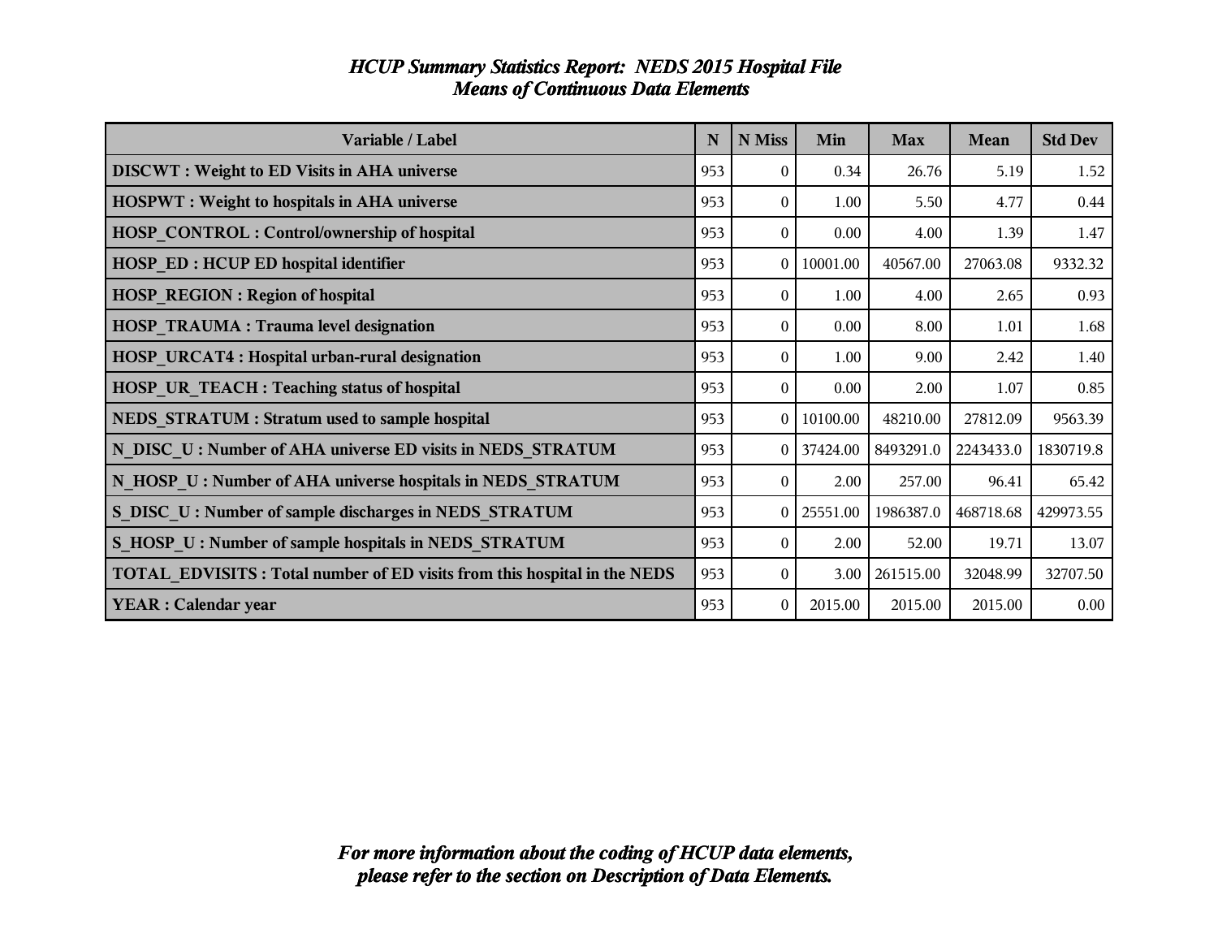# *HCUP Summary Statistics Report: NEDS 2015 Hospital File*
## *Means of Continuous Data Elements*

| Variable / Label | N | N Miss | Min | Max | Mean | Std Dev |
|---|---|---|---|---|---|---|
| **DISCWT : Weight to ED Visits in AHA universe** | 953 | 0 | 0.34 | 26.76 | 5.19 | 1.52 |
| **HOSPWT : Weight to hospitals in AHA universe** | 953 | 0 | 1.00 | 5.50 | 4.77 | 0.44 |
| **HOSP_CONTROL : Control/ownership of hospital** | 953 | 0 | 0.00 | 4.00 | 1.39 | 1.47 |
| **HOSP_ED : HCUP ED hospital identifier** | 953 | 0 | 10001.00 | 40567.00 | 27063.08 | 9332.32 |
| **HOSP_REGION : Region of hospital** | 953 | 0 | 1.00 | 4.00 | 2.65 | 0.93 |
| **HOSP_TRAUMA : Trauma level designation** | 953 | 0 | 0.00 | 8.00 | 1.01 | 1.68 |
| **HOSP_URCAT4 : Hospital urban-rural designation** | 953 | 0 | 1.00 | 9.00 | 2.42 | 1.40 |
| **HOSP_UR_TEACH : Teaching status of hospital** | 953 | 0 | 0.00 | 2.00 | 1.07 | 0.85 |
| **NEDS_STRATUM : Stratum used to sample hospital** | 953 | 0 | 10100.00 | 48210.00 | 27812.09 | 9563.39 |
| **N_DISC_U : Number of AHA universe ED visits in NEDS_STRATUM** | 953 | 0 | 37424.00 | 8493291.0 | 2243433.0 | 1830719.8 |
| **N_HOSP_U : Number of AHA universe hospitals in NEDS_STRATUM** | 953 | 0 | 2.00 | 257.00 | 96.41 | 65.42 |
| **S_DISC_U : Number of sample discharges in NEDS_STRATUM** | 953 | 0 | 25551.00 | 1986387.0 | 468718.68 | 429973.55 |
| **S_HOSP_U : Number of sample hospitals in NEDS_STRATUM** | 953 | 0 | 2.00 | 52.00 | 19.71 | 13.07 |
| **TOTAL_EDVISITS : Total number of ED visits from this hospital in the NEDS** | 953 | 0 | 3.00 | 261515.00 | 32048.99 | 32707.50 |
| **YEAR : Calendar year** | 953 | 0 | 2015.00 | 2015.00 | 2015.00 | 0.00 |

***For more information about the coding of HCUP data elements, please refer to the section on Description of Data Elements.***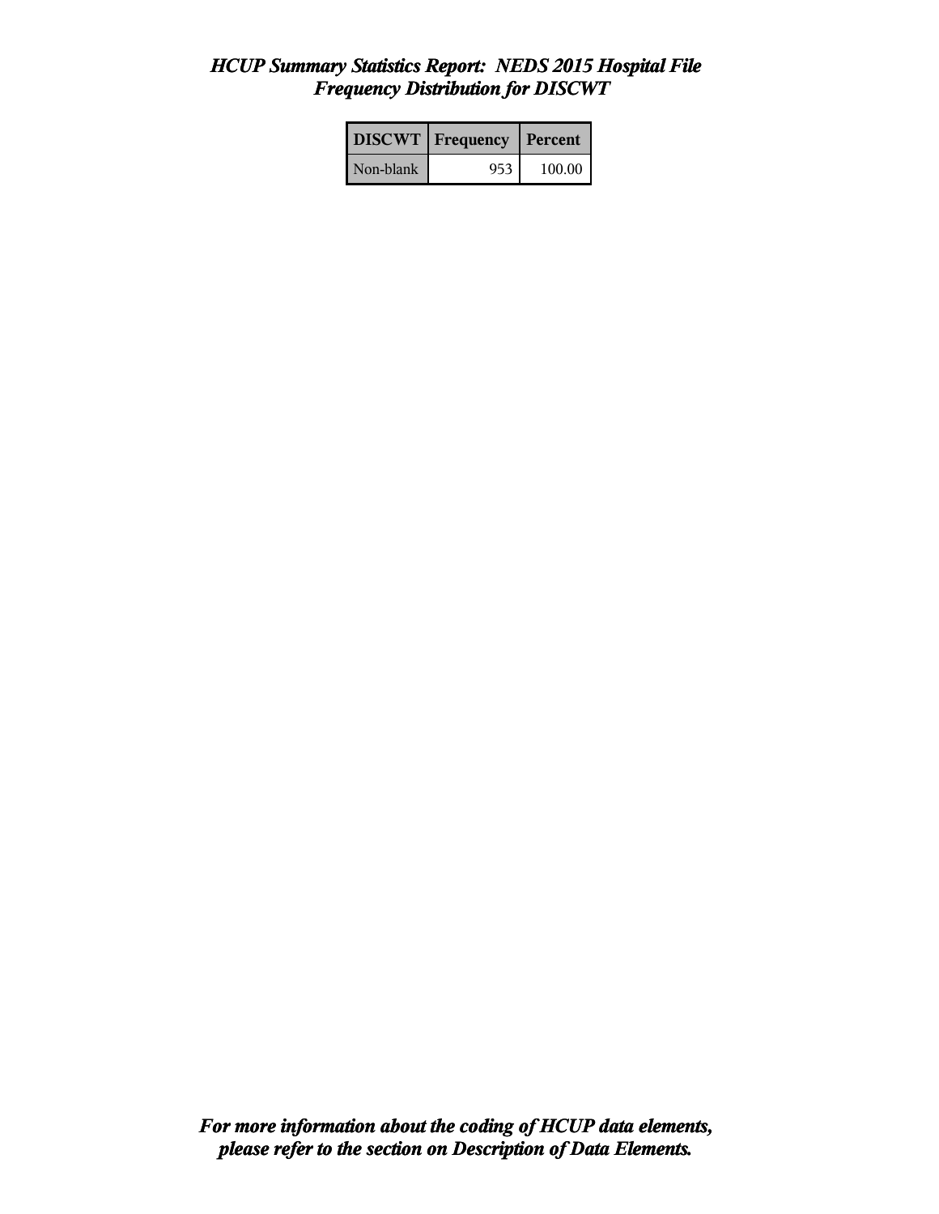# *HCUP Summary Statistics Report: NEDS 2015 Hospital File*
## *Frequency Distribution for DISCWT*

| DISCWT | Frequency | Percent |
|---|---|---|
| Non-blank | 953 | 100.00 |

***For more information about the coding of HCUP data elements, please refer to the section on Description of Data Elements.***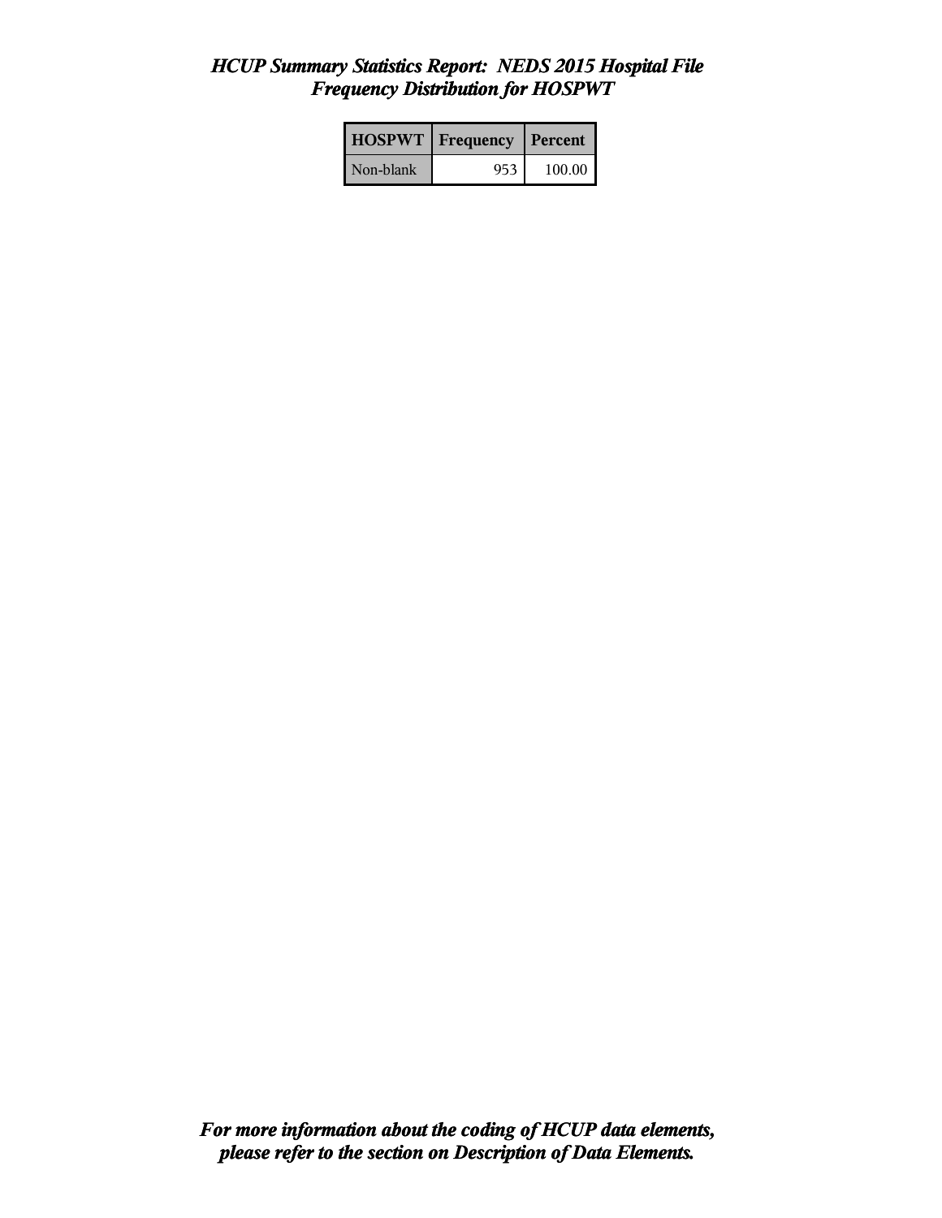# *HCUP Summary Statistics Report: NEDS 2015 Hospital File*
## *Frequency Distribution for HOSPWT*

| HOSPWT | Frequency | Percent |
|---|---|---|
| Non-blank | 953 | 100.00 |

***For more information about the coding of HCUP data elements, please refer to the section on Description of Data Elements.***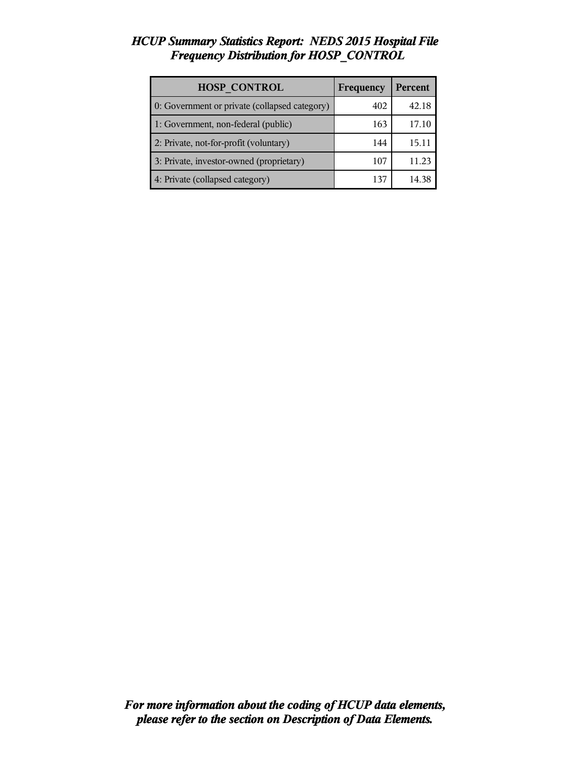# *HCUP Summary Statistics Report: NEDS 2015 Hospital File*
## *Frequency Distribution for HOSP_CONTROL*

| HOSP_CONTROL | Frequency | Percent |
|---|---|---|
| 0: Government or private (collapsed category) | 402 | 42.18 |
| 1: Government, non-federal (public) | 163 | 17.10 |
| 2: Private, not-for-profit (voluntary) | 144 | 15.11 |
| 3: Private, investor-owned (proprietary) | 107 | 11.23 |
| 4: Private (collapsed category) | 137 | 14.38 |

***For more information about the coding of HCUP data elements, please refer to the section on Description of Data Elements.***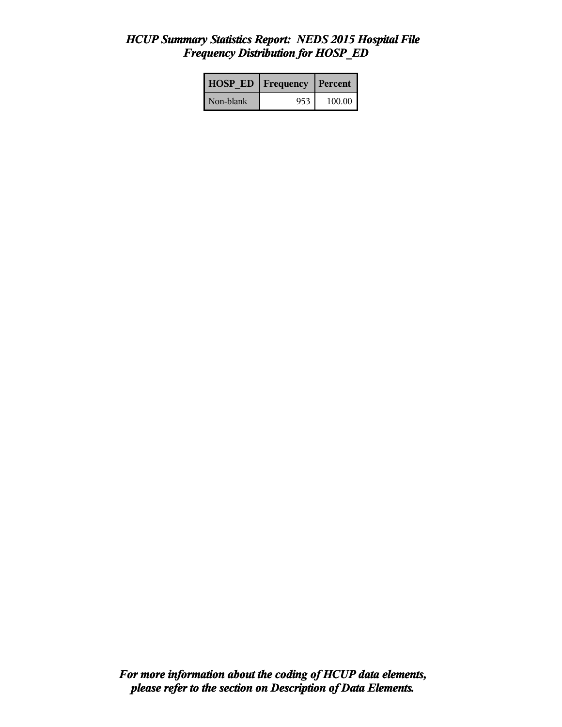# *HCUP Summary Statistics Report: NEDS 2015 Hospital File*
## *Frequency Distribution for HOSP_ED*

| HOSP_ED | Frequency | Percent |
|---|---|---|
| Non-blank | 953 | 100.00 |

***For more information about the coding of HCUP data elements, please refer to the section on Description of Data Elements.***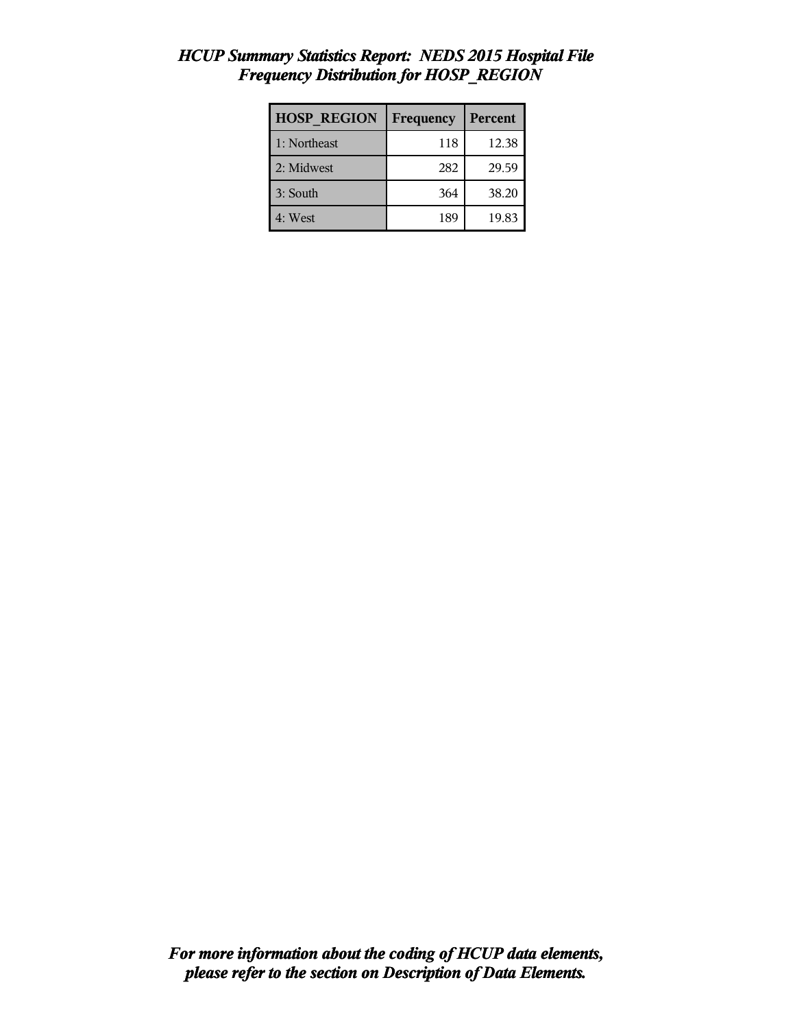# *HCUP Summary Statistics Report: NEDS 2015 Hospital File*
## *Frequency Distribution for HOSP_REGION*

| HOSP_REGION | Frequency | Percent |
|---|---|---|
| 1: Northeast | 118 | 12.38 |
| 2: Midwest | 282 | 29.59 |
| 3: South | 364 | 38.20 |
| 4: West | 189 | 19.83 |

***For more information about the coding of HCUP data elements, please refer to the section on Description of Data Elements.***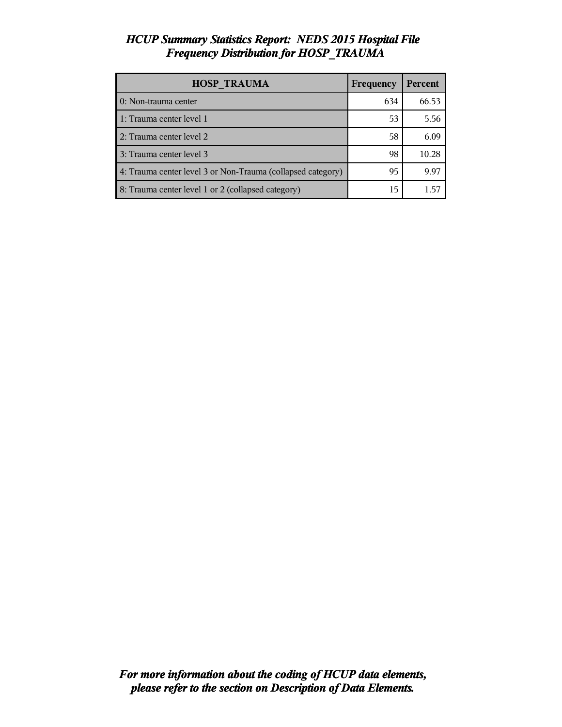# *HCUP Summary Statistics Report: NEDS 2015 Hospital File Frequency Distribution for HOSP_TRAUMA*

| HOSP_TRAUMA | Frequency | Percent |
|---|---|---|
| 0: Non-trauma center | 634 | 66.53 |
| 1: Trauma center level 1 | 53 | 5.56 |
| 2: Trauma center level 2 | 58 | 6.09 |
| 3: Trauma center level 3 | 98 | 10.28 |
| 4: Trauma center level 3 or Non-Trauma (collapsed category) | 95 | 9.97 |
| 8: Trauma center level 1 or 2 (collapsed category) | 15 | 1.57 |

***For more information about the coding of HCUP data elements, please refer to the section on Description of Data Elements.***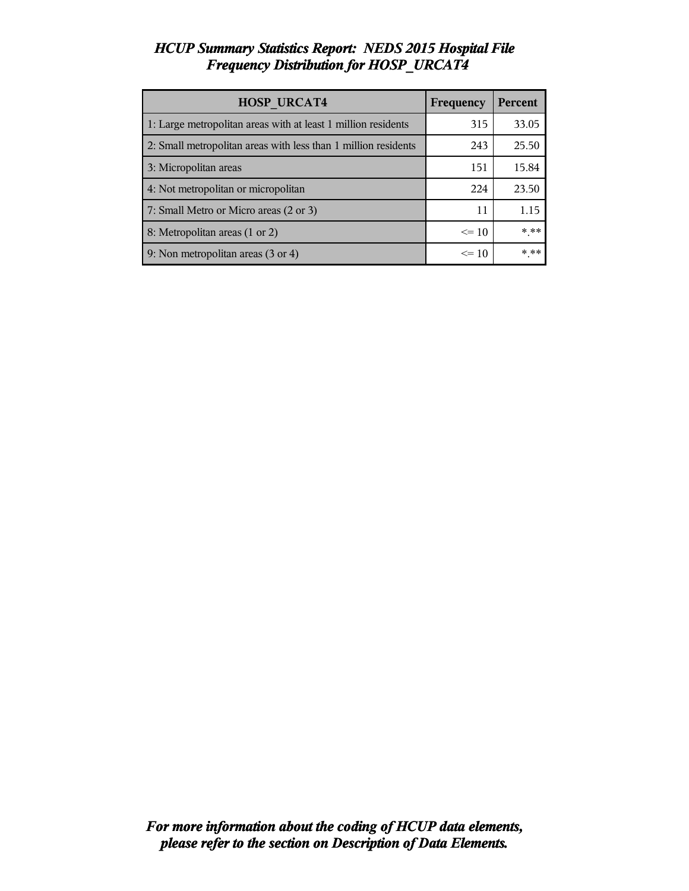# *HCUP Summary Statistics Report: NEDS 2015 Hospital File*
## *Frequency Distribution for HOSP_URCAT4*

| HOSP_URCAT4 | Frequency | Percent |
|---|---|---|
| 1: Large metropolitan areas with at least 1 million residents | 315 | 33.05 |
| 2: Small metropolitan areas with less than 1 million residents | 243 | 25.50 |
| 3: Micropolitan areas | 151 | 15.84 |
| 4: Not metropolitan or micropolitan | 224 | 23.50 |
| 7: Small Metro or Micro areas (2 or 3) | 11 | 1.15 |
| 8: Metropolitan areas (1 or 2) | <= 10 | *.** |
| 9: Non metropolitan areas (3 or 4) | <= 10 | *.** |

***For more information about the coding of HCUP data elements, please refer to the section on Description of Data Elements.***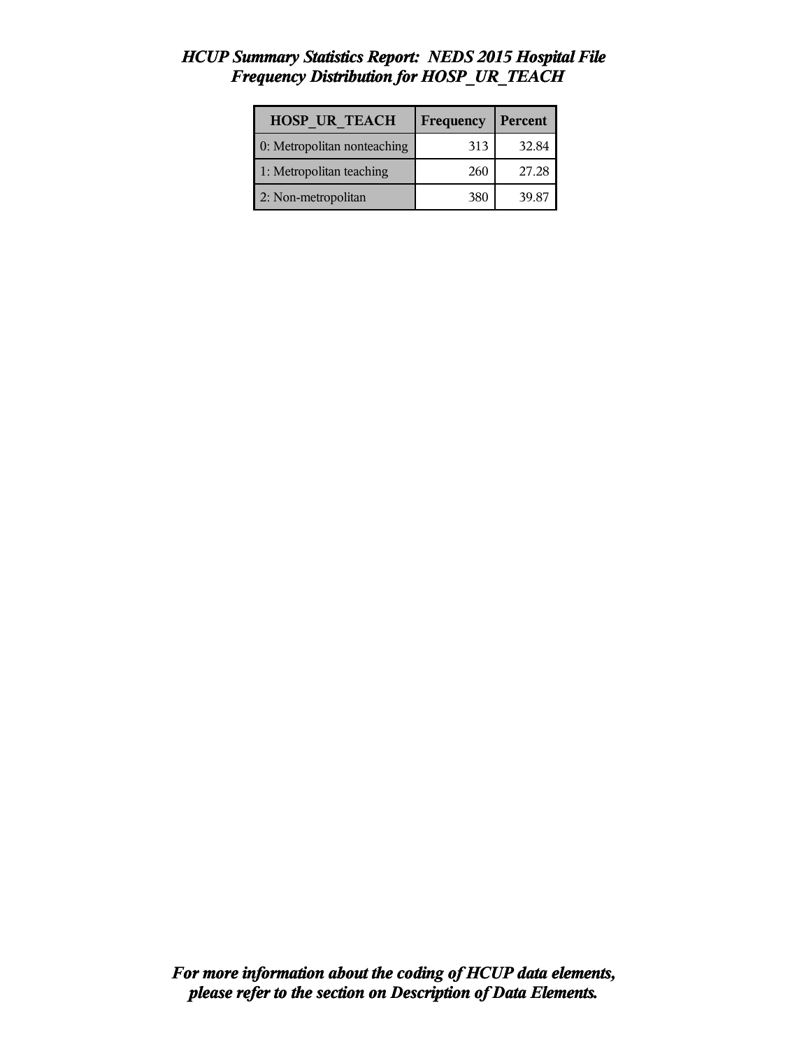## *HCUP Summary Statistics Report: NEDS 2015 Hospital File*
## *Frequency Distribution for HOSP_UR_TEACH*

| HOSP_UR_TEACH | Frequency | Percent |
|---|---|---|
| 0: Metropolitan nonteaching | 313 | 32.84 |
| 1: Metropolitan teaching | 260 | 27.28 |
| 2: Non-metropolitan | 380 | 39.87 |

***For more information about the coding of HCUP data elements, please refer to the section on Description of Data Elements.***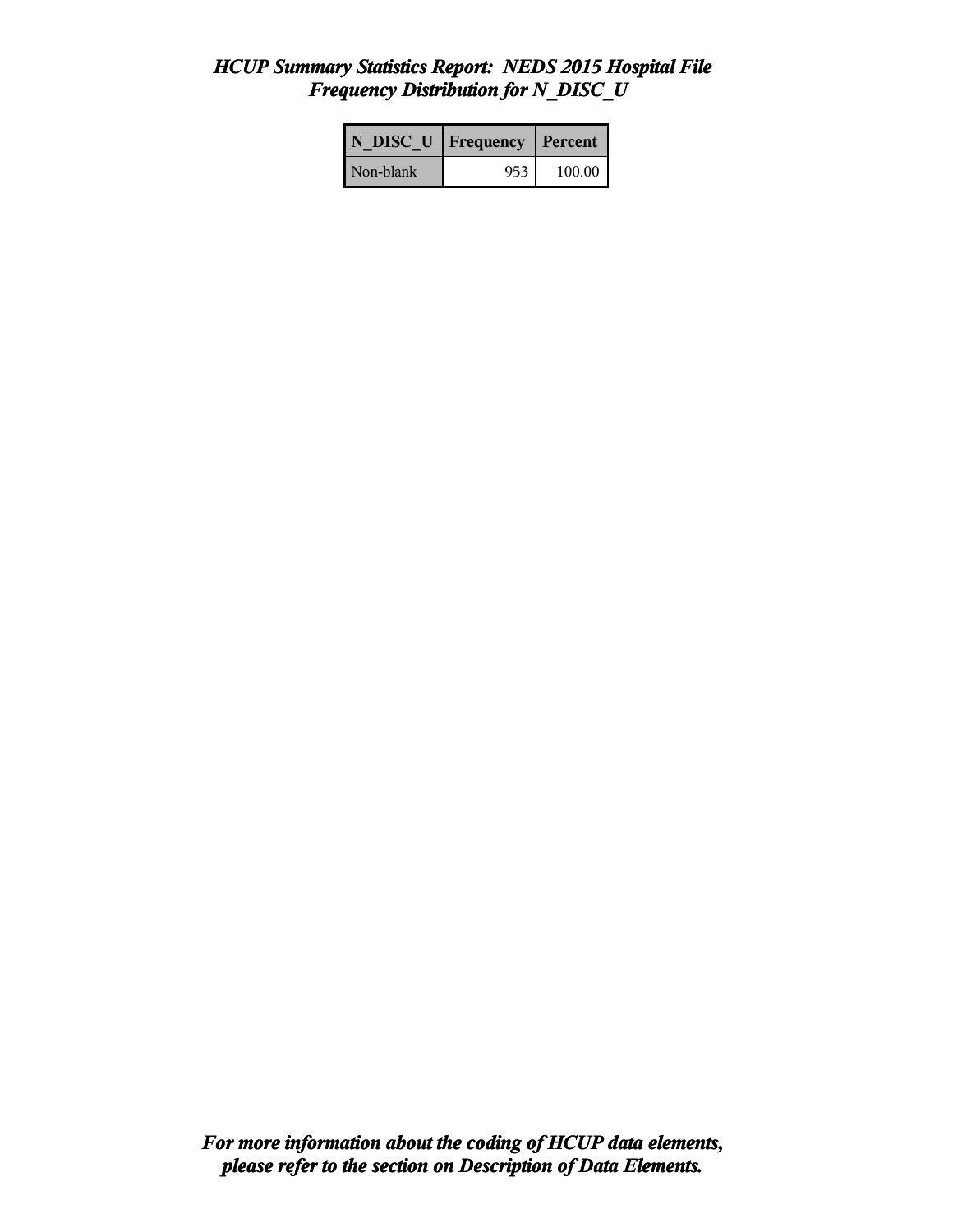# *HCUP Summary Statistics Report: NEDS 2015 Hospital File*
## *Frequency Distribution for N_DISC_U*

| N_DISC_U | Frequency | Percent |
|---|---|---|
| Non-blank | 953 | 100.00 |

***For more information about the coding of HCUP data elements, please refer to the section on Description of Data Elements.***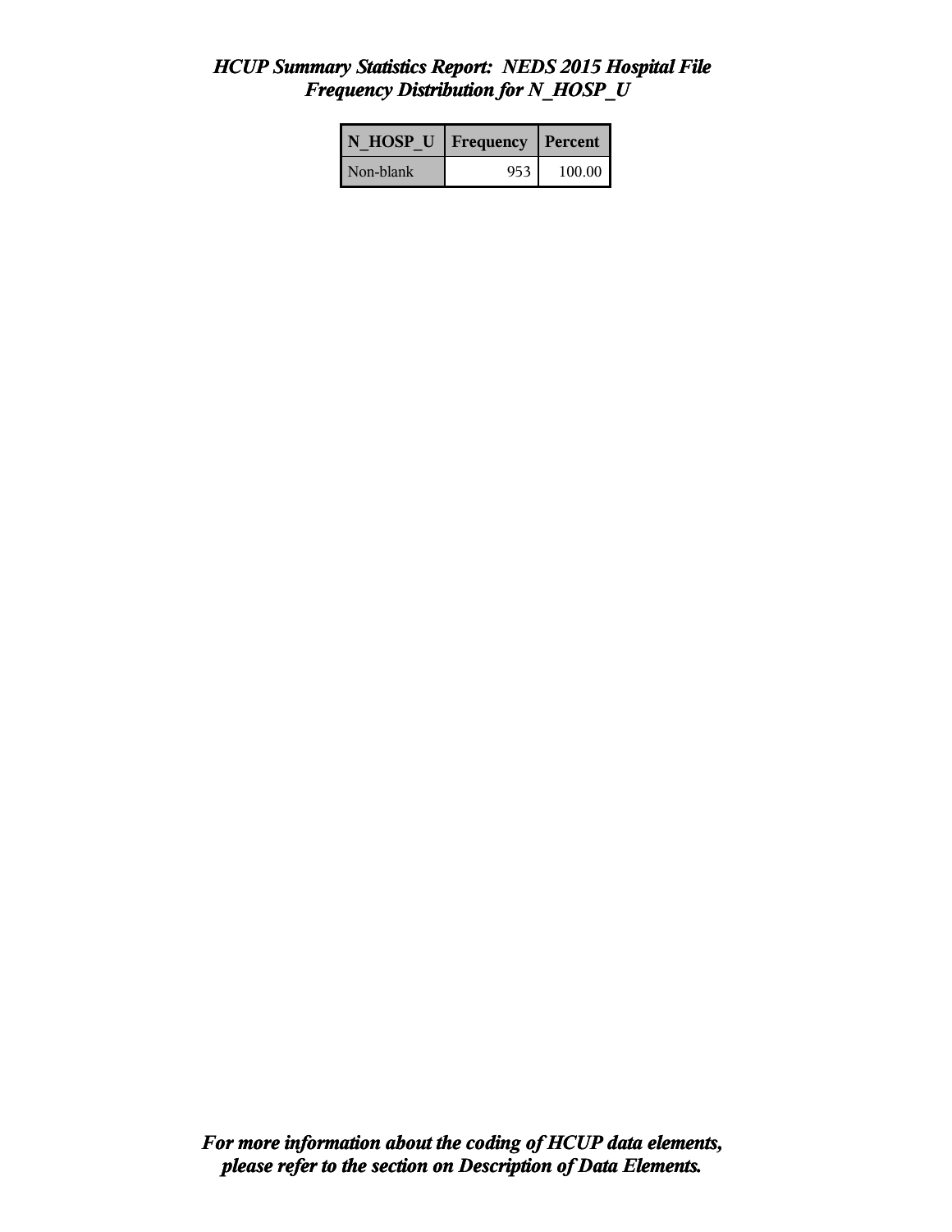# *HCUP Summary Statistics Report: NEDS 2015 Hospital File*
## *Frequency Distribution for N_HOSP_U*

| N_HOSP_U | Frequency | Percent |
|---|---|---|
| Non-blank | 953 | 100.00 |

***For more information about the coding of HCUP data elements, please refer to the section on Description of Data Elements.***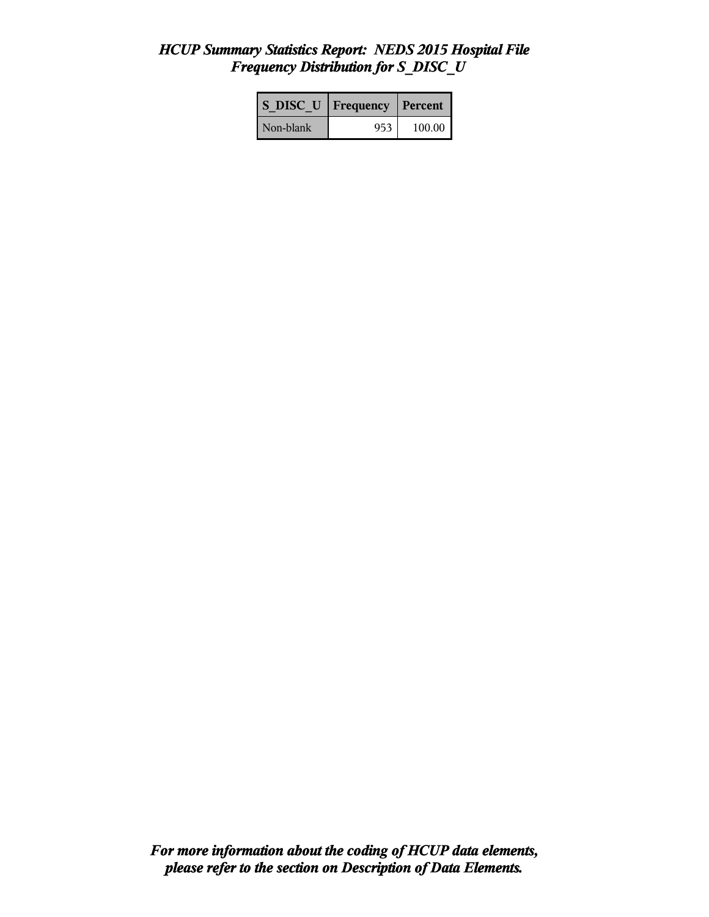# *HCUP Summary Statistics Report: NEDS 2015 Hospital File*
## *Frequency Distribution for S_DISC_U*

| S_DISC_U | Frequency | Percent |
|---|---|---|
| Non-blank | 953 | 100.00 |

***For more information about the coding of HCUP data elements, please refer to the section on Description of Data Elements.***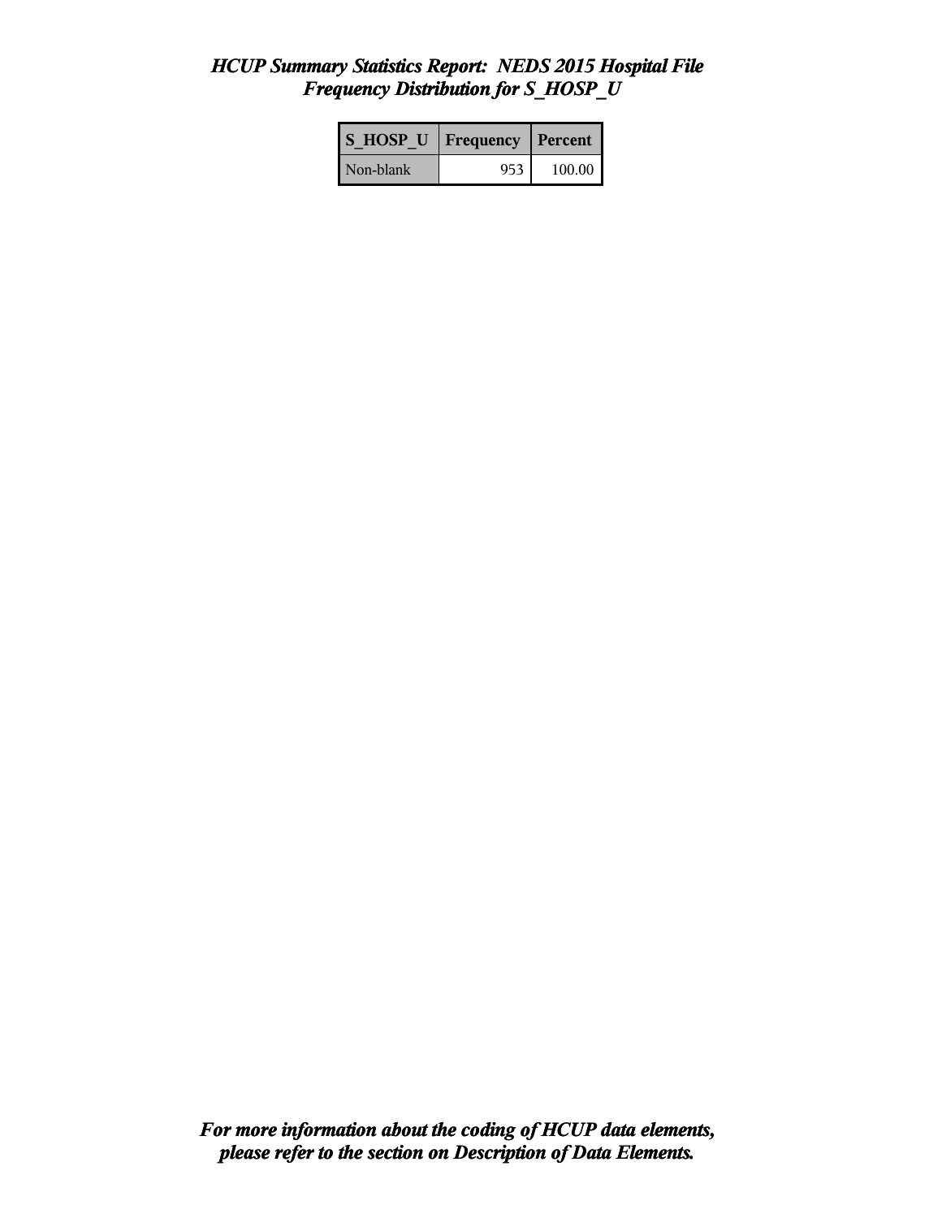# *HCUP Summary Statistics Report: NEDS 2015 Hospital File*
## *Frequency Distribution for S_HOSP_U*

| S_HOSP_U | Frequency | Percent |
|---|---|---|
| Non-blank | 953 | 100.00 |

***For more information about the coding of HCUP data elements, please refer to the section on Description of Data Elements.***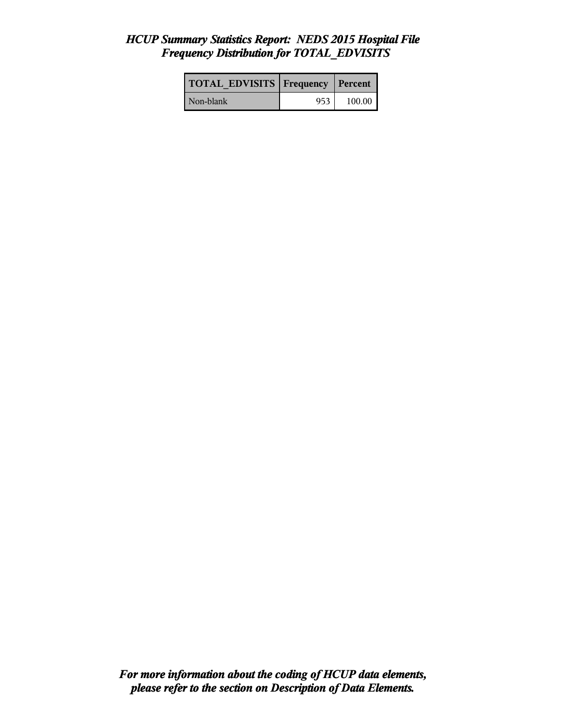*HCUP Summary Statistics Report: NEDS 2015 Hospital File*
*Frequency Distribution for TOTAL_EDVISITS*

| TOTAL_EDVISITS | Frequency | Percent |
|---|---|---|
| Non-blank | 953 | 100.00 |

***For more information about the coding of HCUP data elements, please refer to the section on Description of Data Elements.***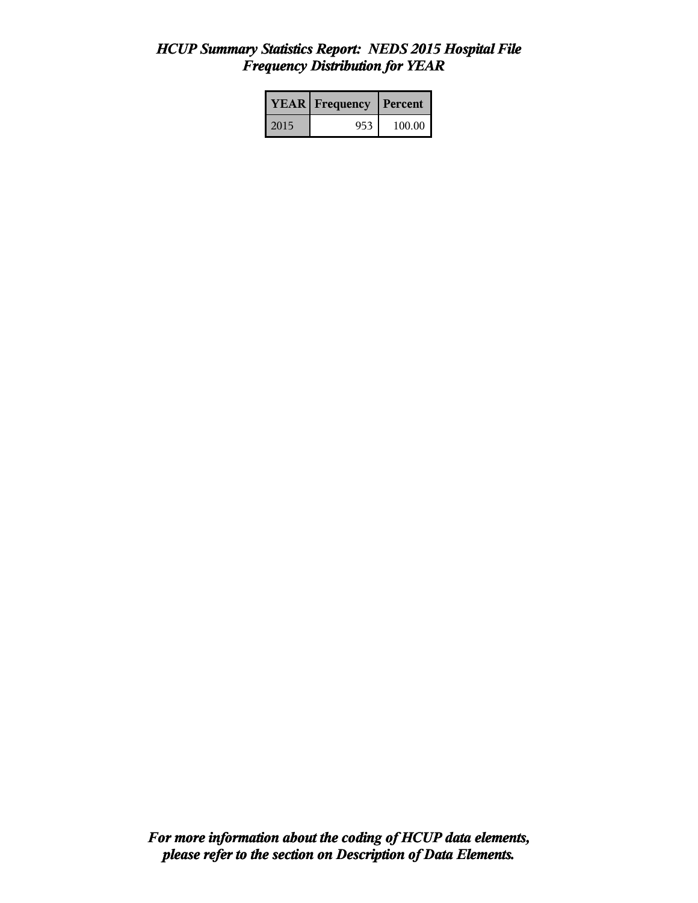# *HCUP Summary Statistics Report: NEDS 2015 Hospital File*
## *Frequency Distribution for YEAR*

| YEAR | Frequency | Percent |
|---|---|---|
| 2015 | 953 | 100.00 |

***For more information about the coding of HCUP data elements, please refer to the section on Description of Data Elements.***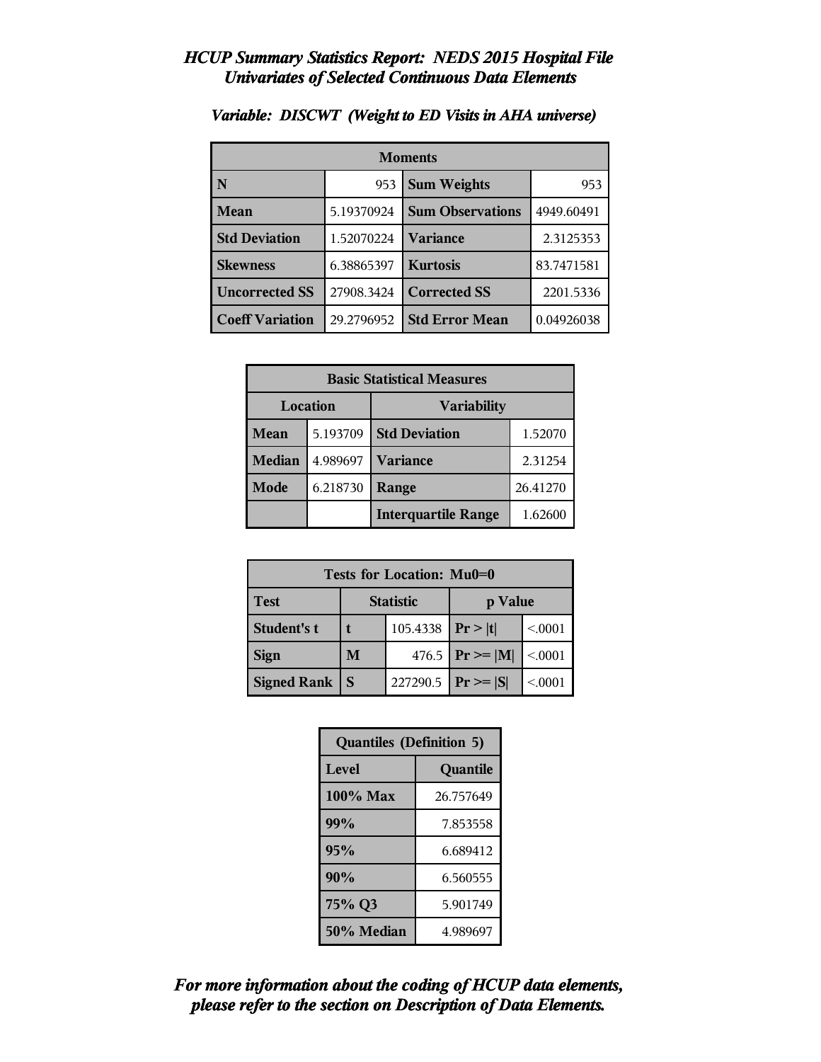# *HCUP Summary Statistics Report: NEDS 2015 Hospital File*
## *Univariates of Selected Continuous Data Elements*

### *Variable: DISCWT (Weight to ED Visits in AHA universe)*

| Moments | | | |
|---|---|---|---|
| **N** | 953 | **Sum Weights** | 953 |
| **Mean** | 5.19370924 | **Sum Observations** | 4949.60491 |
| **Std Deviation** | 1.52070224 | **Variance** | 2.3125353 |
| **Skewness** | 6.38865397 | **Kurtosis** | 83.7471581 |
| **Uncorrected SS** | 27908.3424 | **Corrected SS** | 2201.5336 |
| **Coeff Variation** | 29.2796952 | **Std Error Mean** | 0.04926038 |

| Basic Statistical Measures | | | |
|---|---|---|---|
| **Location** | | **Variability** | |
| **Mean** | 5.193709 | **Std Deviation** | 1.52070 |
| **Median** | 4.989697 | **Variance** | 2.31254 |
| **Mode** | 6.218730 | **Range** | 26.41270 |
| | | **Interquartile Range** | 1.62600 |

| Tests for Location: Mu0=0 | | | | |
|---|---|---|---|---|
| **Test** | **Statistic** | | **p Value** | |
| **Student's t** | **t** | 105.4338 | **Pr > \|t\|** | <.0001 |
| **Sign** | **M** | 476.5 | **Pr >= \|M\|** | <.0001 |
| **Signed Rank** | **S** | 227290.5 | **Pr >= \|S\|** | <.0001 |

| Quantiles (Definition 5) | |
|---|---|
| **Level** | **Quantile** |
| **100% Max** | 26.757649 |
| **99%** | 7.853558 |
| **95%** | 6.689412 |
| **90%** | 6.560555 |
| **75% Q3** | 5.901749 |
| **50% Median** | 4.989697 |

***For more information about the coding of HCUP data elements, please refer to the section on Description of Data Elements.***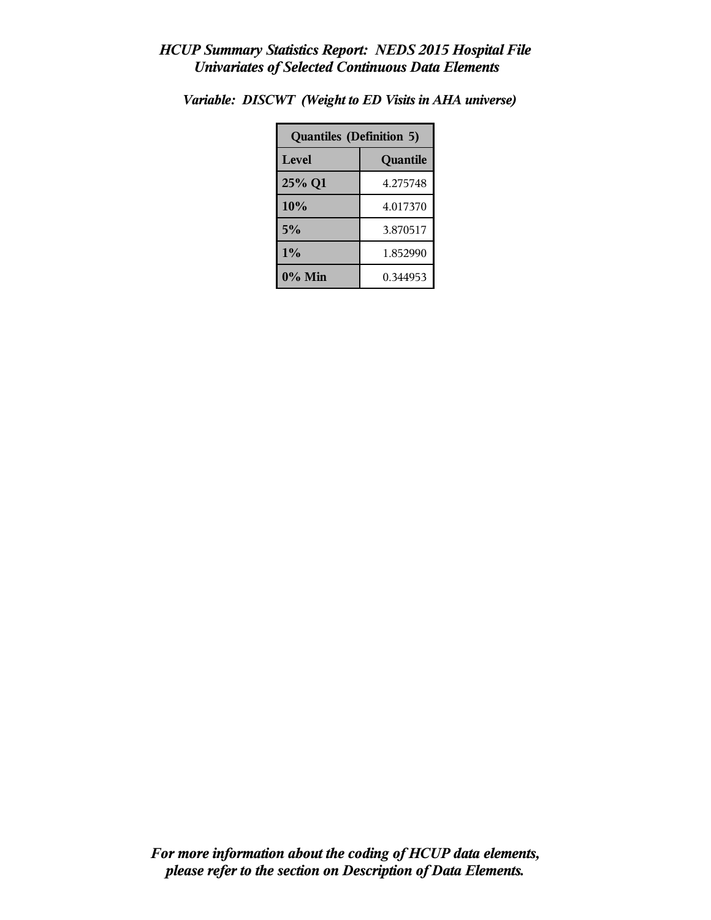*HCUP Summary Statistics Report: NEDS 2015 Hospital File*
*Univariates of Selected Continuous Data Elements*

*Variable: DISCWT (Weight to ED Visits in AHA universe)*

| Quantiles (Definition 5) | |
|---|---|
| **Level** | **Quantile** |
| **25% Q1** | 4.275748 |
| **10%** | 4.017370 |
| **5%** | 3.870517 |
| **1%** | 1.852990 |
| **0% Min** | 0.344953 |

***For more information about the coding of HCUP data elements, please refer to the section on Description of Data Elements.***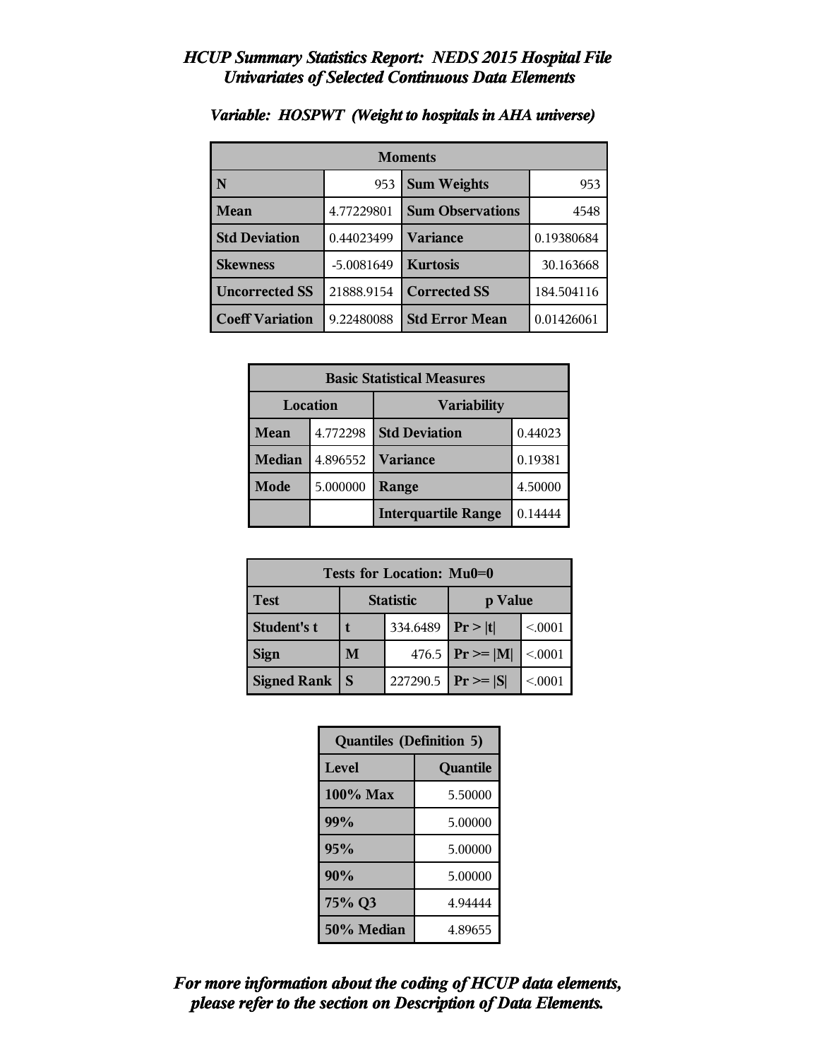# *HCUP Summary Statistics Report: NEDS 2015 Hospital File*
## *Univariates of Selected Continuous Data Elements*

### *Variable: HOSPWT (Weight to hospitals in AHA universe)*

| Moments | | | |
|---|---|---|---|
| **N** | 953 | **Sum Weights** | 953 |
| **Mean** | 4.77229801 | **Sum Observations** | 4548 |
| **Std Deviation** | 0.44023499 | **Variance** | 0.19380684 |
| **Skewness** | -5.0081649 | **Kurtosis** | 30.163668 |
| **Uncorrected SS** | 21888.9154 | **Corrected SS** | 184.504116 |
| **Coeff Variation** | 9.22480088 | **Std Error Mean** | 0.01426061 |

| Basic Statistical Measures | | | |
|---|---|---|---|
| **Location** | | **Variability** | |
| **Mean** | 4.772298 | **Std Deviation** | 0.44023 |
| **Median** | 4.896552 | **Variance** | 0.19381 |
| **Mode** | 5.000000 | **Range** | 4.50000 |
| | | **Interquartile Range** | 0.14444 |

| Tests for Location: Mu0=0 | | | | |
|---|---|---|---|---|
| **Test** | **Statistic** | | **p Value** | |
| **Student's t** | **t** | 334.6489 | **Pr > \|t\|** | <.0001 |
| **Sign** | **M** | 476.5 | **Pr >= \|M\|** | <.0001 |
| **Signed Rank** | **S** | 227290.5 | **Pr >= \|S\|** | <.0001 |

| Quantiles (Definition 5) | |
|---|---|
| **Level** | **Quantile** |
| **100% Max** | 5.50000 |
| **99%** | 5.00000 |
| **95%** | 5.00000 |
| **90%** | 5.00000 |
| **75% Q3** | 4.94444 |
| **50% Median** | 4.89655 |

***For more information about the coding of HCUP data elements, please refer to the section on Description of Data Elements.***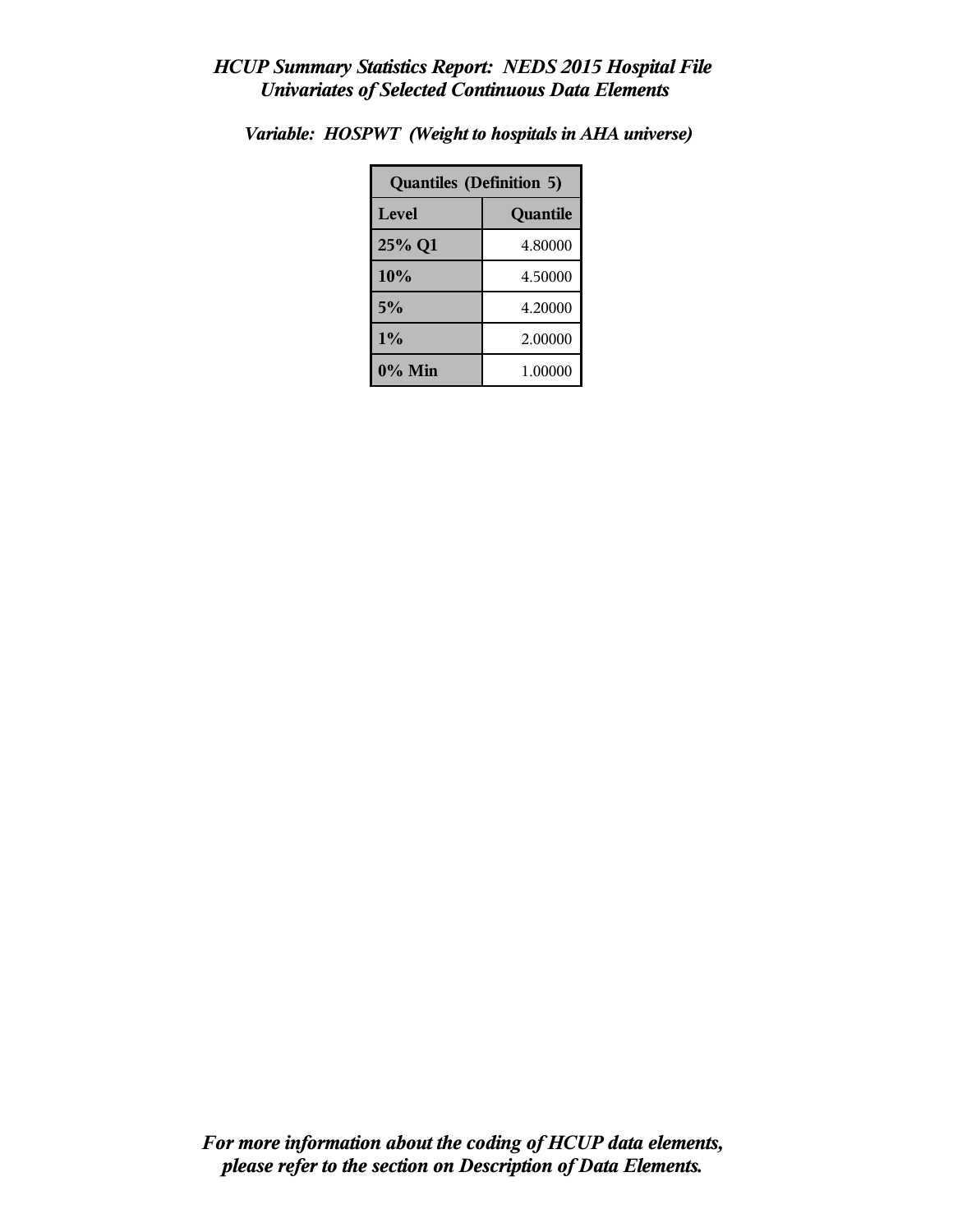*HCUP Summary Statistics Report: NEDS 2015 Hospital File*
*Univariates of Selected Continuous Data Elements*

*Variable: HOSPWT (Weight to hospitals in AHA universe)*

| Quantiles (Definition 5) | |
|---|---|
| **Level** | **Quantile** |
| **25% Q1** | 4.80000 |
| **10%** | 4.50000 |
| **5%** | 4.20000 |
| **1%** | 2.00000 |
| **0% Min** | 1.00000 |

*For more information about the coding of HCUP data elements, please refer to the section on Description of Data Elements.*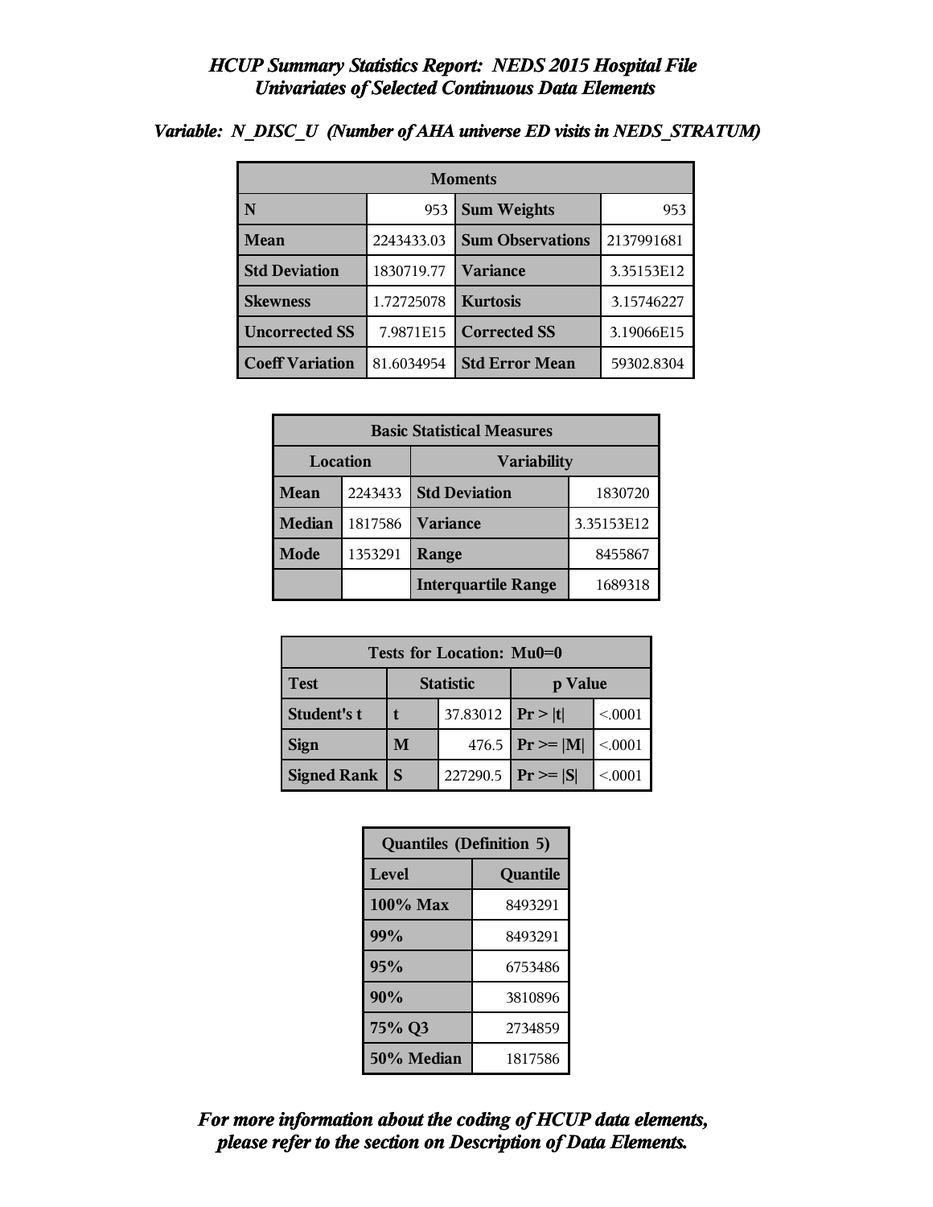# *HCUP Summary Statistics Report: NEDS 2015 Hospital File*
## *Univariates of Selected Continuous Data Elements*

### *Variable: N_DISC_U (Number of AHA universe ED visits in NEDS_STRATUM)*

| Moments | | | |
|---|---|---|---|
| **N** | 953 | **Sum Weights** | 953 |
| **Mean** | 2243433.03 | **Sum Observations** | 2137991681 |
| **Std Deviation** | 1830719.77 | **Variance** | 3.35153E12 |
| **Skewness** | 1.72725078 | **Kurtosis** | 3.15746227 |
| **Uncorrected SS** | 7.9871E15 | **Corrected SS** | 3.19066E15 |
| **Coeff Variation** | 81.6034954 | **Std Error Mean** | 59302.8304 |

| Basic Statistical Measures | | | |
|---|---|---|---|
| **Location** | | **Variability** | |
| **Mean** | 2243433 | **Std Deviation** | 1830720 |
| **Median** | 1817586 | **Variance** | 3.35153E12 |
| **Mode** | 1353291 | **Range** | 8455867 |
| | | **Interquartile Range** | 1689318 |

| Tests for Location: Mu0=0 | | | | |
|---|---|---|---|---|
| **Test** | **Statistic** | | **p Value** | |
| **Student's t** | **t** | 37.83012 | **Pr > \|t\|** | <.0001 |
| **Sign** | **M** | 476.5 | **Pr >= \|M\|** | <.0001 |
| **Signed Rank** | **S** | 227290.5 | **Pr >= \|S\|** | <.0001 |

| Quantiles (Definition 5) | |
|---|---|
| **Level** | **Quantile** |
| **100% Max** | 8493291 |
| **99%** | 8493291 |
| **95%** | 6753486 |
| **90%** | 3810896 |
| **75% Q3** | 2734859 |
| **50% Median** | 1817586 |

***For more information about the coding of HCUP data elements, please refer to the section on Description of Data Elements.***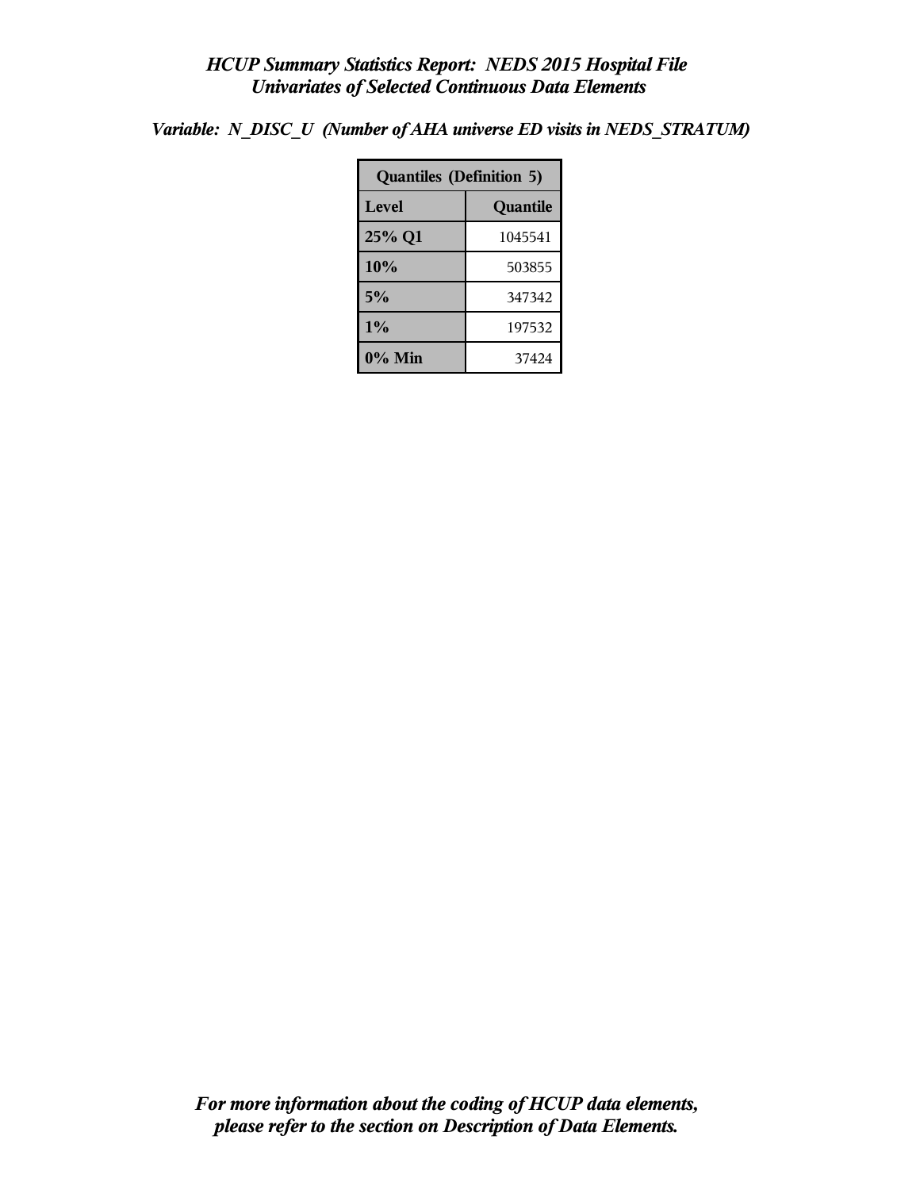# *HCUP Summary Statistics Report: NEDS 2015 Hospital File*
## *Univariates of Selected Continuous Data Elements*

***Variable: N_DISC_U (Number of AHA universe ED visits in NEDS_STRATUM)***

| Quantiles (Definition 5) | |
|---|---|
| **Level** | **Quantile** |
| **25% Q1** | 1045541 |
| **10%** | 503855 |
| **5%** | 347342 |
| **1%** | 197532 |
| **0% Min** | 37424 |

***For more information about the coding of HCUP data elements, please refer to the section on Description of Data Elements.***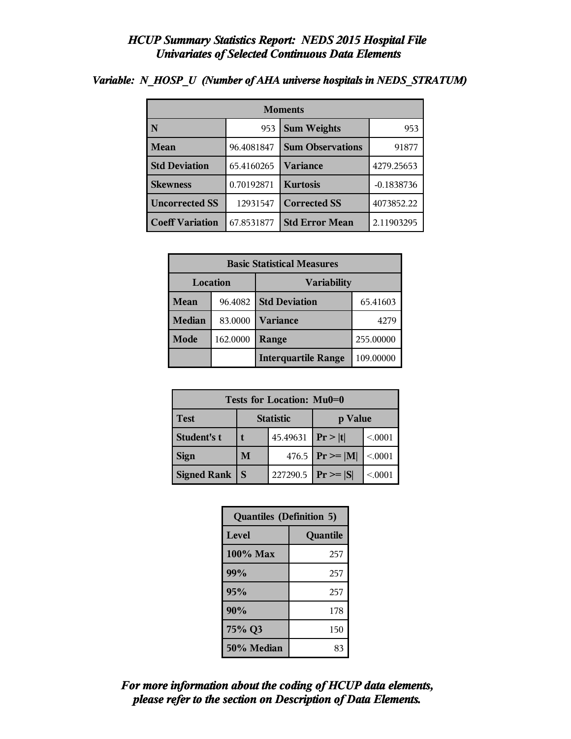# *HCUP Summary Statistics Report: NEDS 2015 Hospital File*
## *Univariates of Selected Continuous Data Elements*

***Variable: N_HOSP_U (Number of AHA universe hospitals in NEDS_STRATUM)***

| Moments | | | |
|---|---|---|---|
| **N** | 953 | **Sum Weights** | 953 |
| **Mean** | 96.4081847 | **Sum Observations** | 91877 |
| **Std Deviation** | 65.4160265 | **Variance** | 4279.25653 |
| **Skewness** | 0.70192871 | **Kurtosis** | -0.1838736 |
| **Uncorrected SS** | 12931547 | **Corrected SS** | 4073852.22 |
| **Coeff Variation** | 67.8531877 | **Std Error Mean** | 2.11903295 |

| Basic Statistical Measures | | | |
|---|---|---|---|
| **Location** | | **Variability** | |
| **Mean** | 96.4082 | **Std Deviation** | 65.41603 |
| **Median** | 83.0000 | **Variance** | 4279 |
| **Mode** | 162.0000 | **Range** | 255.00000 |
| | | **Interquartile Range** | 109.00000 |

| Tests for Location: Mu0=0 | | | | |
|---|---|---|---|---|
| **Test** | **Statistic** | | **p Value** | |
| **Student's t** | **t** | 45.49631 | **Pr > \|t\|** | <.0001 |
| **Sign** | **M** | 476.5 | **Pr >= \|M\|** | <.0001 |
| **Signed Rank** | **S** | 227290.5 | **Pr >= \|S\|** | <.0001 |

| Quantiles (Definition 5) | |
|---|---|
| **Level** | **Quantile** |
| **100% Max** | 257 |
| **99%** | 257 |
| **95%** | 257 |
| **90%** | 178 |
| **75% Q3** | 150 |
| **50% Median** | 83 |

***For more information about the coding of HCUP data elements, please refer to the section on Description of Data Elements.***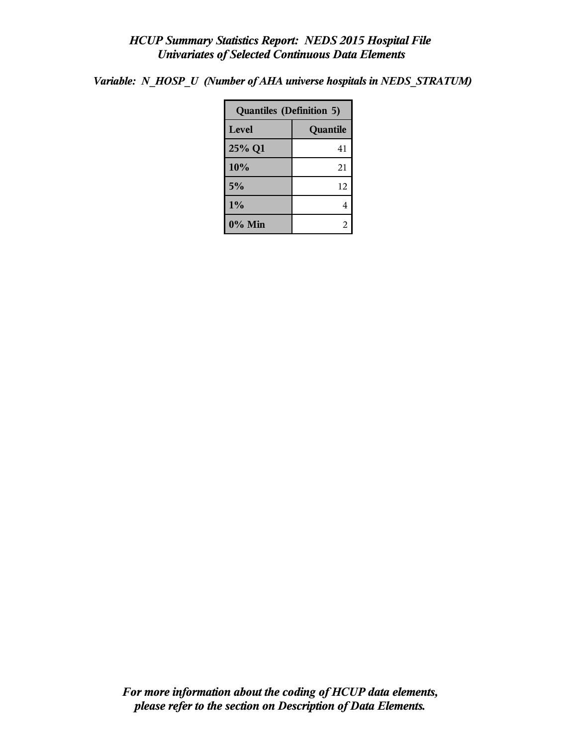*HCUP Summary Statistics Report: NEDS 2015 Hospital File*
*Univariates of Selected Continuous Data Elements*

*Variable: N_HOSP_U (Number of AHA universe hospitals in NEDS_STRATUM)*

| Quantiles (Definition 5) | |
|---|---|
| **Level** | **Quantile** |
| 25% Q1 | 41 |
| 10% | 21 |
| 5% | 12 |
| 1% | 4 |
| 0% Min | 2 |

*For more information about the coding of HCUP data elements, please refer to the section on Description of Data Elements.*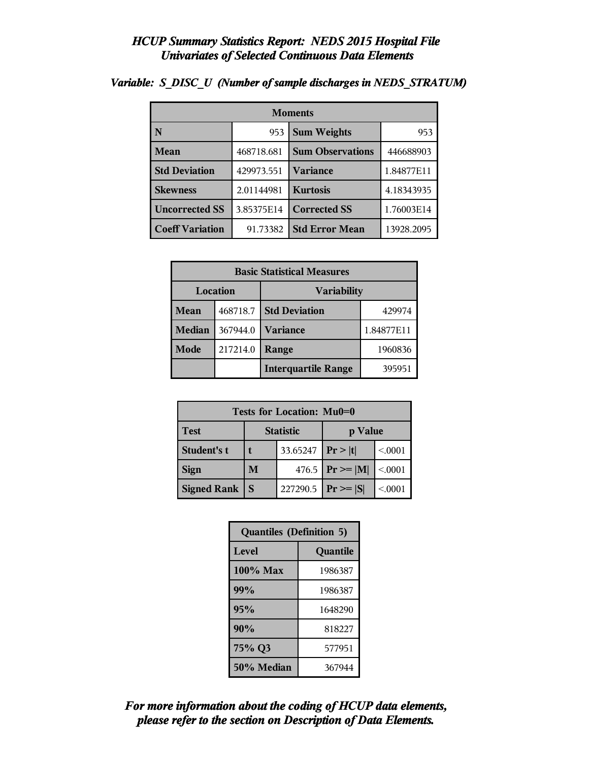# *HCUP Summary Statistics Report: NEDS 2015 Hospital File*
## *Univariates of Selected Continuous Data Elements*

### *Variable: S_DISC_U (Number of sample discharges in NEDS_STRATUM)*

| Moments | | | |
|---|---|---|---|
| **N** | 953 | **Sum Weights** | 953 |
| **Mean** | 468718.681 | **Sum Observations** | 446688903 |
| **Std Deviation** | 429973.551 | **Variance** | 1.84877E11 |
| **Skewness** | 2.01144981 | **Kurtosis** | 4.18343935 |
| **Uncorrected SS** | 3.85375E14 | **Corrected SS** | 1.76003E14 |
| **Coeff Variation** | 91.73382 | **Std Error Mean** | 13928.2095 |

| Basic Statistical Measures | | | |
|---|---|---|---|
| Location | | Variability | |
| **Mean** | 468718.7 | **Std Deviation** | 429974 |
| **Median** | 367944.0 | **Variance** | 1.84877E11 |
| **Mode** | 217214.0 | **Range** | 1960836 |
| | | **Interquartile Range** | 395951 |

| Tests for Location: Mu0=0 | | | | |
|---|---|---|---|---|
| **Test** | Statistic | | p Value | |
| **Student's t** | **t** | 33.65247 | **Pr > \|t\|** | <.0001 |
| **Sign** | **M** | 476.5 | **Pr >= \|M\|** | <.0001 |
| **Signed Rank** | **S** | 227290.5 | **Pr >= \|S\|** | <.0001 |

| Quantiles (Definition 5) | |
|---|---|
| **Level** | **Quantile** |
| **100% Max** | 1986387 |
| **99%** | 1986387 |
| **95%** | 1648290 |
| **90%** | 818227 |
| **75% Q3** | 577951 |
| **50% Median** | 367944 |

***For more information about the coding of HCUP data elements, please refer to the section on Description of Data Elements.***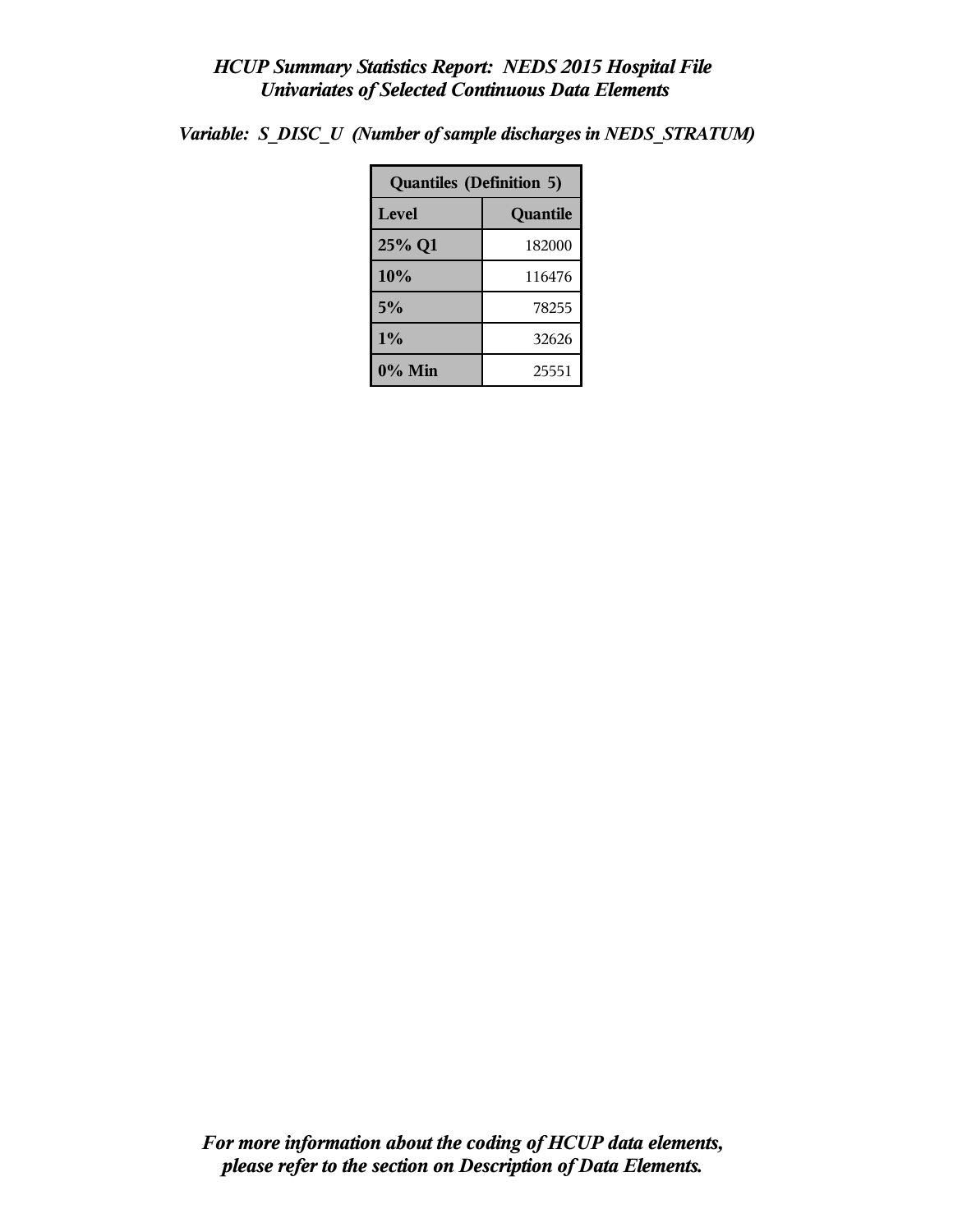*HCUP Summary Statistics Report: NEDS 2015 Hospital File*
*Univariates of Selected Continuous Data Elements*

***Variable: S_DISC_U (Number of sample discharges in NEDS_STRATUM)***

| Quantiles (Definition 5) | |
|---|---|
| **Level** | **Quantile** |
| **25% Q1** | 182000 |
| **10%** | 116476 |
| **5%** | 78255 |
| **1%** | 32626 |
| **0% Min** | 25551 |

***For more information about the coding of HCUP data elements, please refer to the section on Description of Data Elements.***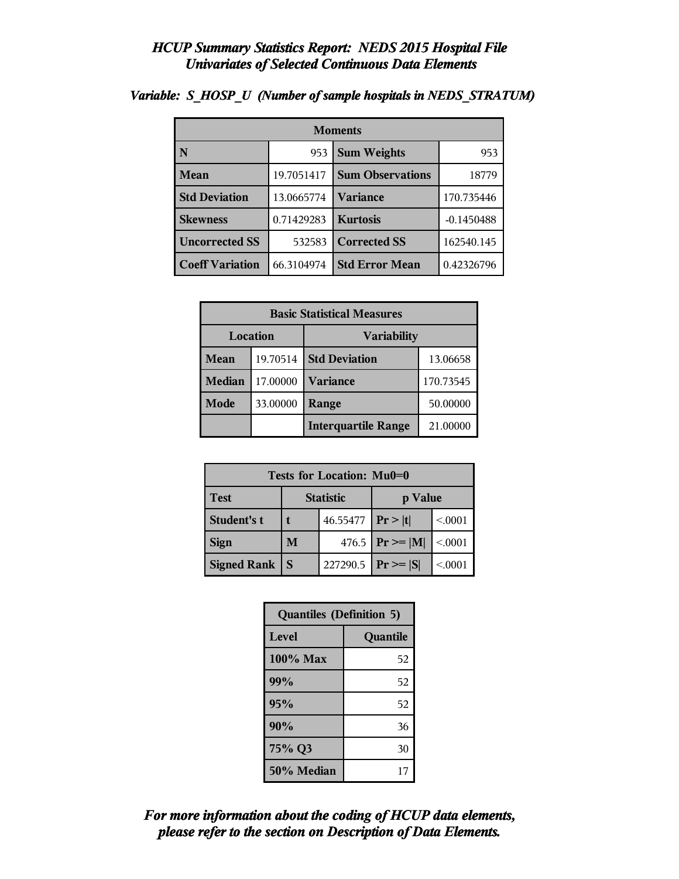# *HCUP Summary Statistics Report: NEDS 2015 Hospital File*
## *Univariates of Selected Continuous Data Elements*

***Variable: S_HOSP_U (Number of sample hospitals in NEDS_STRATUM)***

| Moments | | | |
|---|---|---|---|
| **N** | 953 | **Sum Weights** | 953 |
| **Mean** | 19.7051417 | **Sum Observations** | 18779 |
| **Std Deviation** | 13.0665774 | **Variance** | 170.735446 |
| **Skewness** | 0.71429283 | **Kurtosis** | -0.1450488 |
| **Uncorrected SS** | 532583 | **Corrected SS** | 162540.145 |
| **Coeff Variation** | 66.3104974 | **Std Error Mean** | 0.42326796 |

| Basic Statistical Measures | | | |
|---|---|---|---|
| **Location** | | **Variability** | |
| **Mean** | 19.70514 | **Std Deviation** | 13.06658 |
| **Median** | 17.00000 | **Variance** | 170.73545 |
| **Mode** | 33.00000 | **Range** | 50.00000 |
| | | **Interquartile Range** | 21.00000 |

| Tests for Location: Mu0=0 | | | | |
|---|---|---|---|---|
| **Test** | **Statistic** | | **p Value** | |
| **Student's t** | **t** | 46.55477 | **Pr > \|t\|** | <.0001 |
| **Sign** | **M** | 476.5 | **Pr >= \|M\|** | <.0001 |
| **Signed Rank** | **S** | 227290.5 | **Pr >= \|S\|** | <.0001 |

| Quantiles (Definition 5) | |
|---|---|
| **Level** | **Quantile** |
| **100% Max** | 52 |
| **99%** | 52 |
| **95%** | 52 |
| **90%** | 36 |
| **75% Q3** | 30 |
| **50% Median** | 17 |

***For more information about the coding of HCUP data elements, please refer to the section on Description of Data Elements.***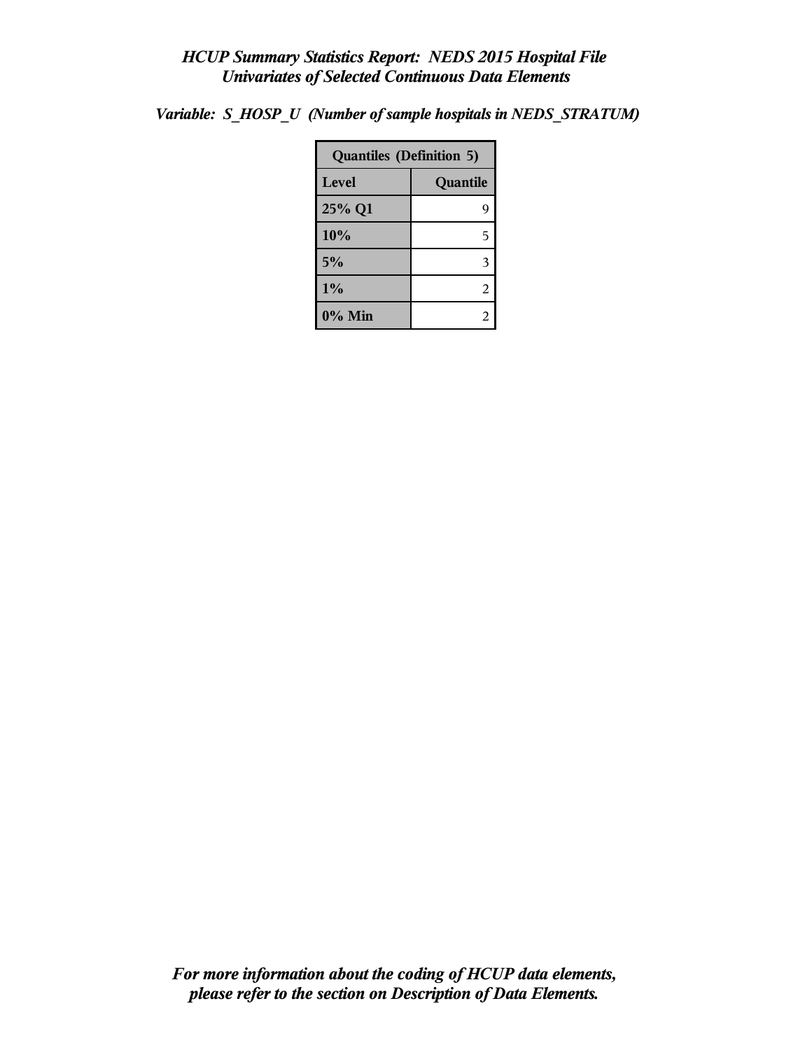*HCUP Summary Statistics Report: NEDS 2015 Hospital File*
*Univariates of Selected Continuous Data Elements*

*Variable: S_HOSP_U (Number of sample hospitals in NEDS_STRATUM)*

| Quantiles (Definition 5) | |
|---|---|
| **Level** | **Quantile** |
| **25% Q1** | 9 |
| **10%** | 5 |
| **5%** | 3 |
| **1%** | 2 |
| **0% Min** | 2 |

*For more information about the coding of HCUP data elements, please refer to the section on Description of Data Elements.*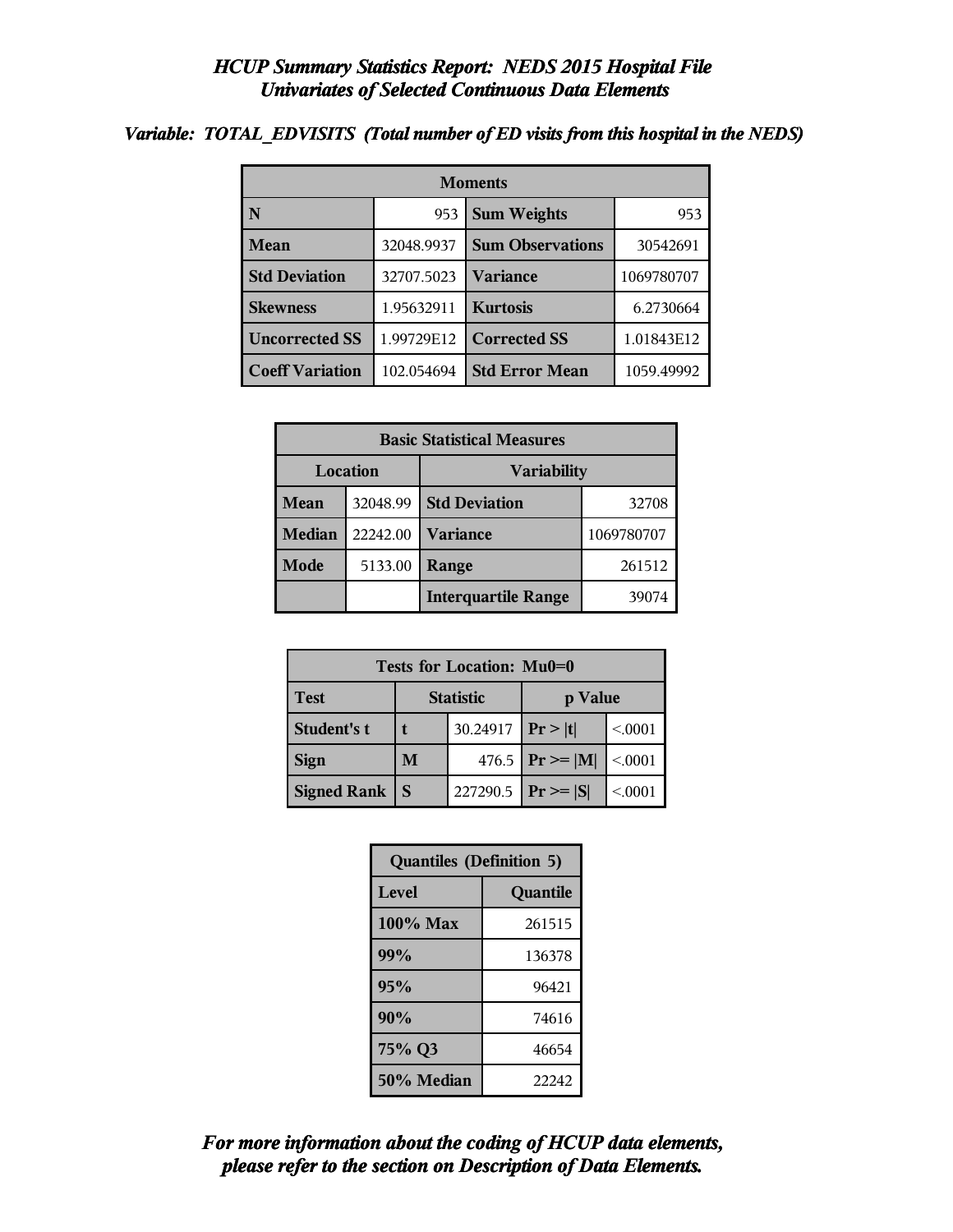# *HCUP Summary Statistics Report: NEDS 2015 Hospital File*
## *Univariates of Selected Continuous Data Elements*

***Variable: TOTAL_EDVISITS (Total number of ED visits from this hospital in the NEDS)***

| Moments | | | |
|---|---|---|---|
| **N** | 953 | **Sum Weights** | 953 |
| **Mean** | 32048.9937 | **Sum Observations** | 30542691 |
| **Std Deviation** | 32707.5023 | **Variance** | 1069780707 |
| **Skewness** | 1.95632911 | **Kurtosis** | 6.2730664 |
| **Uncorrected SS** | 1.99729E12 | **Corrected SS** | 1.01843E12 |
| **Coeff Variation** | 102.054694 | **Std Error Mean** | 1059.49992 |

| Basic Statistical Measures | | | |
|---|---|---|---|
| **Location** | | **Variability** | |
| **Mean** | 32048.99 | **Std Deviation** | 32708 |
| **Median** | 22242.00 | **Variance** | 1069780707 |
| **Mode** | 5133.00 | **Range** | 261512 |
| | | **Interquartile Range** | 39074 |

| Tests for Location: Mu0=0 | | | | |
|---|---|---|---|---|
| **Test** | **Statistic** | | **p Value** | |
| **Student's t** | **t** | 30.24917 | **Pr > \|t\|** | <.0001 |
| **Sign** | **M** | 476.5 | **Pr >= \|M\|** | <.0001 |
| **Signed Rank** | **S** | 227290.5 | **Pr >= \|S\|** | <.0001 |

| Quantiles (Definition 5) | |
|---|---|
| **Level** | **Quantile** |
| **100% Max** | 261515 |
| **99%** | 136378 |
| **95%** | 96421 |
| **90%** | 74616 |
| **75% Q3** | 46654 |
| **50% Median** | 22242 |

***For more information about the coding of HCUP data elements, please refer to the section on Description of Data Elements.***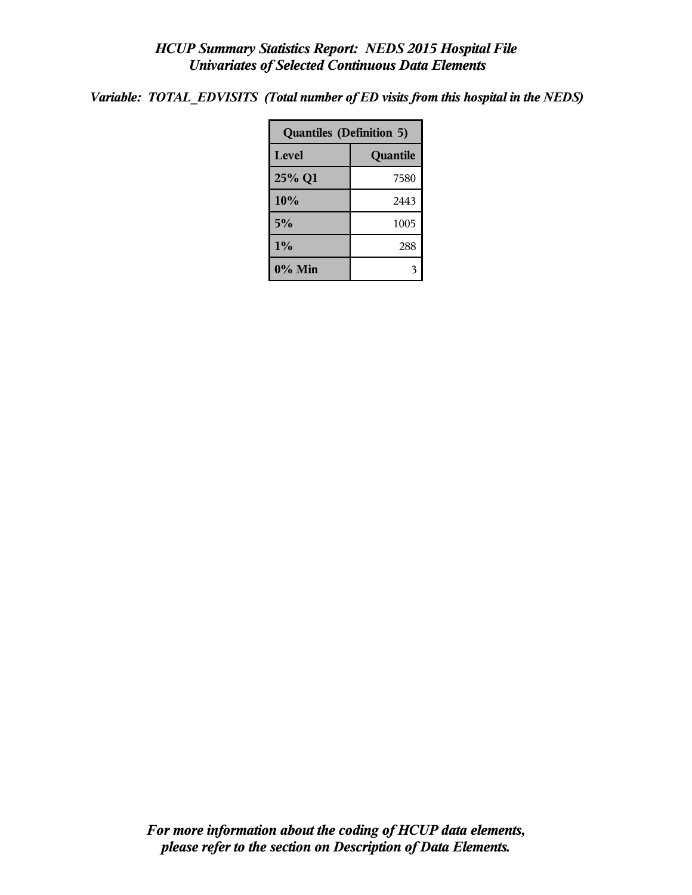*HCUP Summary Statistics Report: NEDS 2015 Hospital File*
*Univariates of Selected Continuous Data Elements*

***Variable: TOTAL_EDVISITS (Total number of ED visits from this hospital in the NEDS)***

| Quantiles (Definition 5) | |
|---|---|
| **Level** | **Quantile** |
| **25% Q1** | 7580 |
| **10%** | 2443 |
| **5%** | 1005 |
| **1%** | 288 |
| **0% Min** | 3 |

***For more information about the coding of HCUP data elements, please refer to the section on Description of Data Elements.***